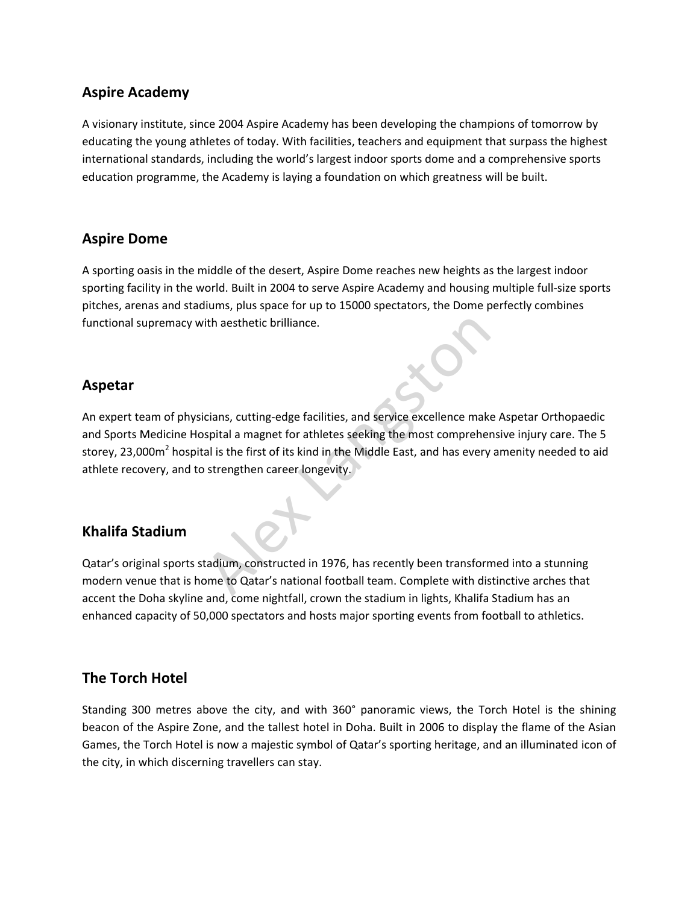## Aspire Academy

A visionary institute, since 2004 Aspire Academy has been developing the champions of tomorrow by educating the young athletes of today. With facilities, teachers and equipment that surpass the highest international standards, including the world's largest indoor sports dome and a comprehensive sports education programme, the Academy is laying a foundation on which greatness will be built.

## Aspire Dome

A sporting oasis in the middle of the desert, Aspire Dome reaches new heights as the largest indoor sporting facility in the world. Built in 2004 to serve Aspire Academy and housing multiple full-size sports pitches, arenas and stadiums, plus space for up to 15000 spectators, the Dome perfectly combines functional supremacy with aesthetic brilliance.

## Aspetar

An expert team of physicians, cutting-edge facilities, and service excellence make Aspetar Orthopaedic and Sports Medicine Hospital a magnet for athletes seeking the most comprehensive injury care. The 5 storey, 23,000$m^2$ hospital is the first of its kind in the Middle East, and has every amenity needed to aid athlete recovery, and to strengthen career longevity.

## Khalifa Stadium

Qatar's original sports stadium, constructed in 1976, has recently been transformed into a stunning modern venue that is home to Qatar's national football team. Complete with distinctive arches that accent the Doha skyline and, come nightfall, crown the stadium in lights, Khalifa Stadium has an enhanced capacity of 50,000 spectators and hosts major sporting events from football to athletics.

## The Torch Hotel

Standing 300 metres above the city, and with 360° panoramic views, the Torch Hotel is the shining beacon of the Aspire Zone, and the tallest hotel in Doha. Built in 2006 to display the flame of the Asian Games, the Torch Hotel is now a majestic symbol of Qatar's sporting heritage, and an illuminated icon of the city, in which discerning travellers can stay.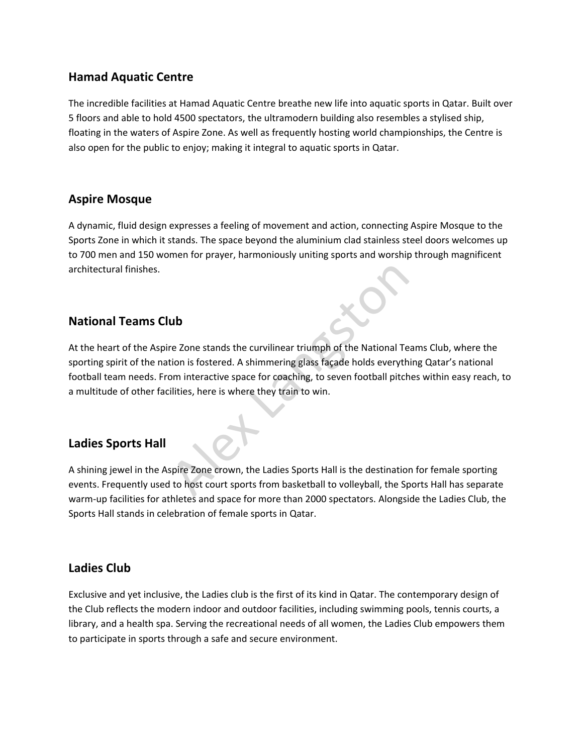## Hamad Aquatic Centre

The incredible facilities at Hamad Aquatic Centre breathe new life into aquatic sports in Qatar. Built over 5 floors and able to hold 4500 spectators, the ultramodern building also resembles a stylised ship, floating in the waters of Aspire Zone. As well as frequently hosting world championships, the Centre is also open for the public to enjoy; making it integral to aquatic sports in Qatar.

## Aspire Mosque

A dynamic, fluid design expresses a feeling of movement and action, connecting Aspire Mosque to the Sports Zone in which it stands. The space beyond the aluminium clad stainless steel doors welcomes up to 700 men and 150 women for prayer, harmoniously uniting sports and worship through magnificent architectural finishes.

## National Teams Club

At the heart of the Aspire Zone stands the curvilinear triumph of the National Teams Club, where the sporting spirit of the nation is fostered. A shimmering glass façade holds everything Qatar's national football team needs. From interactive space for coaching, to seven football pitches within easy reach, to a multitude of other facilities, here is where they train to win.

## Ladies Sports Hall

A shining jewel in the Aspire Zone crown, the Ladies Sports Hall is the destination for female sporting events. Frequently used to host court sports from basketball to volleyball, the Sports Hall has separate warm-up facilities for athletes and space for more than 2000 spectators. Alongside the Ladies Club, the Sports Hall stands in celebration of female sports in Qatar.

## Ladies Club

Exclusive and yet inclusive, the Ladies club is the first of its kind in Qatar. The contemporary design of the Club reflects the modern indoor and outdoor facilities, including swimming pools, tennis courts, a library, and a health spa. Serving the recreational needs of all women, the Ladies Club empowers them to participate in sports through a safe and secure environment.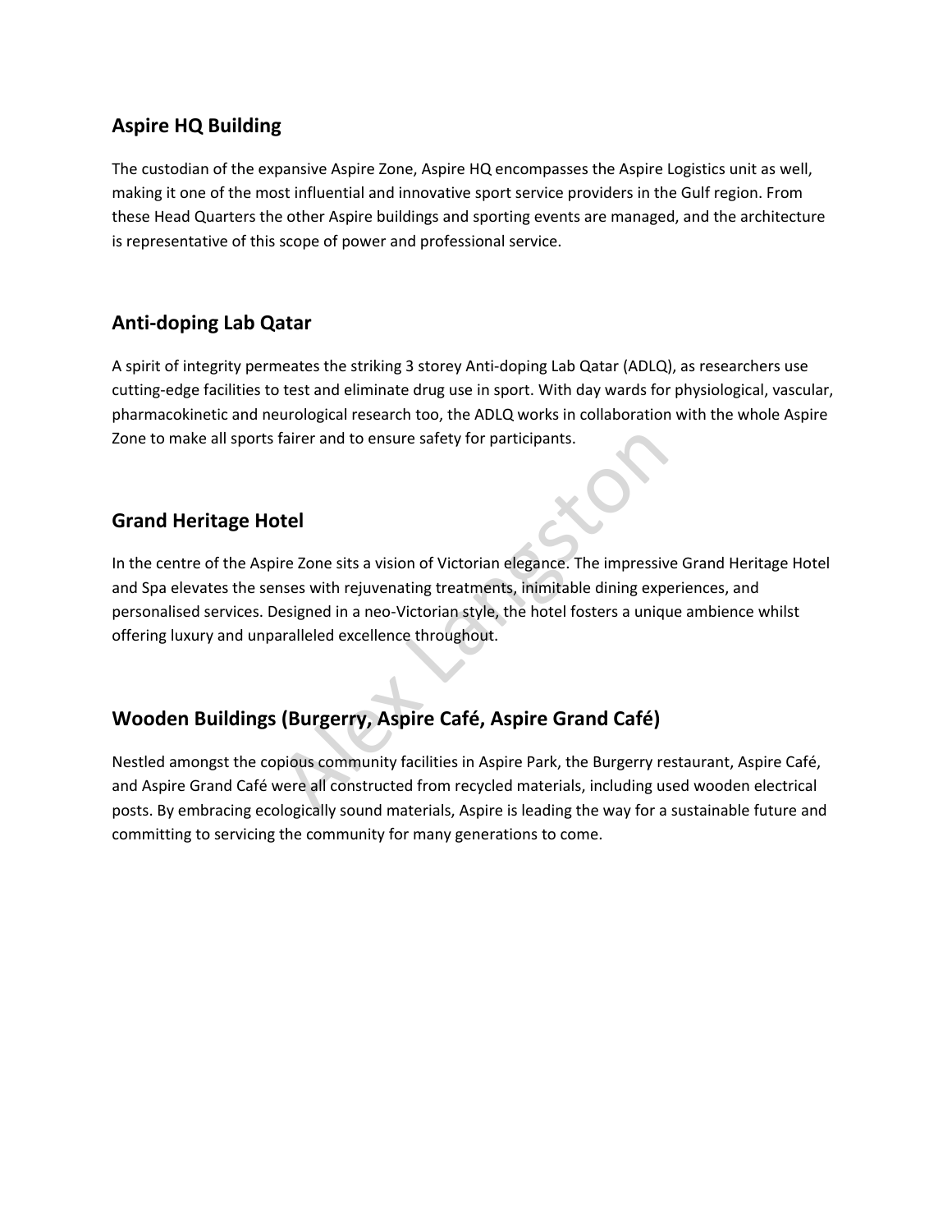## Aspire HQ Building

The custodian of the expansive Aspire Zone, Aspire HQ encompasses the Aspire Logistics unit as well, making it one of the most influential and innovative sport service providers in the Gulf region. From these Head Quarters the other Aspire buildings and sporting events are managed, and the architecture is representative of this scope of power and professional service.

## Anti-doping Lab Qatar

A spirit of integrity permeates the striking 3 storey Anti-doping Lab Qatar (ADLQ), as researchers use cutting-edge facilities to test and eliminate drug use in sport. With day wards for physiological, vascular, pharmacokinetic and neurological research too, the ADLQ works in collaboration with the whole Aspire Zone to make all sports fairer and to ensure safety for participants.

## Grand Heritage Hotel

In the centre of the Aspire Zone sits a vision of Victorian elegance. The impressive Grand Heritage Hotel and Spa elevates the senses with rejuvenating treatments, inimitable dining experiences, and personalised services. Designed in a neo-Victorian style, the hotel fosters a unique ambience whilst offering luxury and unparalleled excellence throughout.

## Wooden Buildings (Burgerry, Aspire Café, Aspire Grand Café)

Nestled amongst the copious community facilities in Aspire Park, the Burgerry restaurant, Aspire Café, and Aspire Grand Café were all constructed from recycled materials, including used wooden electrical posts. By embracing ecologically sound materials, Aspire is leading the way for a sustainable future and committing to servicing the community for many generations to come.